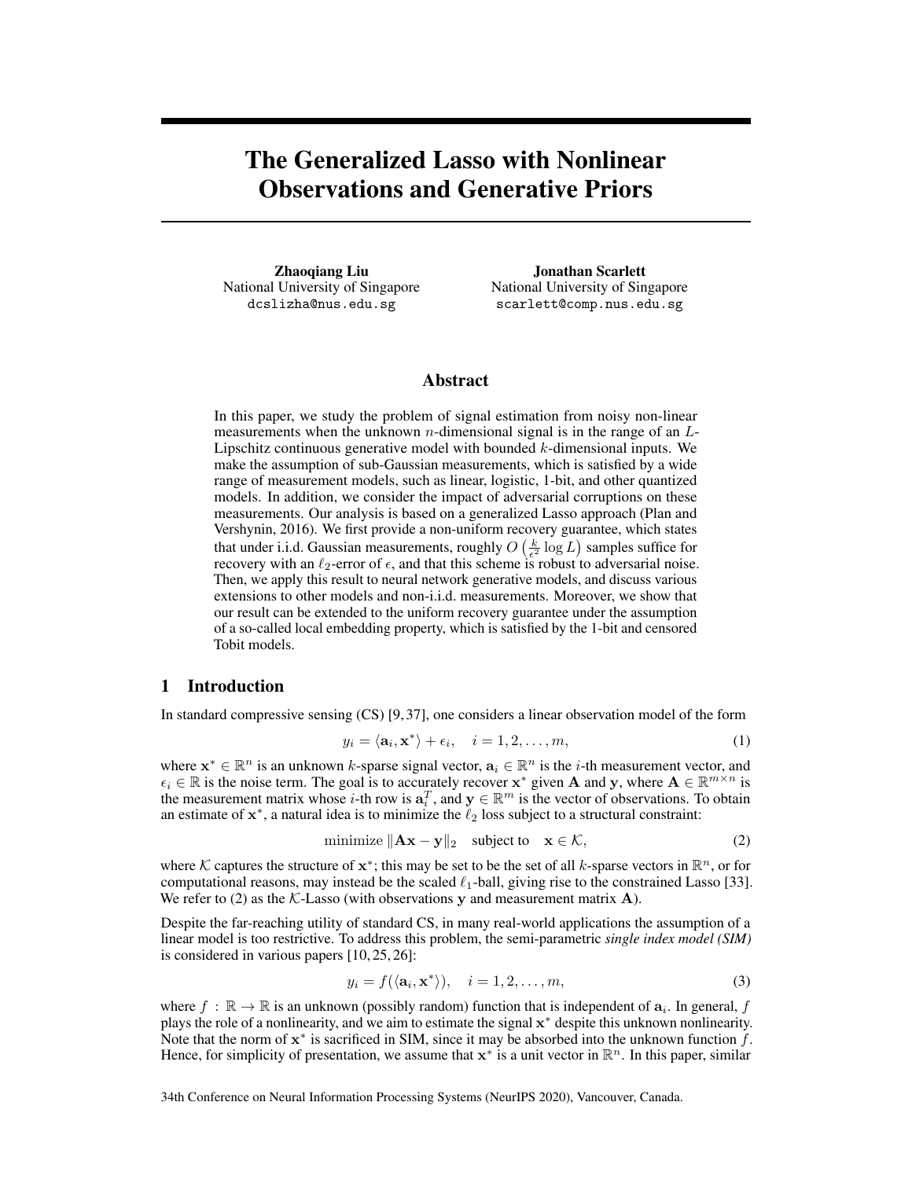# The Generalized Lasso with Nonlinear Observations and Generative Priors

**Zhaoqiang Liu**
National University of Singapore
dcslizha@nus.edu.sg

**Jonathan Scarlett**
National University of Singapore
scarlett@comp.nus.edu.sg

## Abstract

In this paper, we study the problem of signal estimation from noisy non-linear measurements when the unknown $n$-dimensional signal is in the range of an $L$-Lipschitz continuous generative model with bounded $k$-dimensional inputs. We make the assumption of sub-Gaussian measurements, which is satisfied by a wide range of measurement models, such as linear, logistic, 1-bit, and other quantized models. In addition, we consider the impact of adversarial corruptions on these measurements. Our analysis is based on a generalized Lasso approach (Plan and Vershynin, 2016). We first provide a non-uniform recovery guarantee, which states that under i.i.d. Gaussian measurements, roughly $O\left(\frac{k}{\epsilon^2}\log L\right)$ samples suffice for recovery with an $\ell_2$-error of $\epsilon$, and that this scheme is robust to adversarial noise. Then, we apply this result to neural network generative models, and discuss various extensions to other models and non-i.i.d. measurements. Moreover, we show that our result can be extended to the uniform recovery guarantee under the assumption of a so-called local embedding property, which is satisfied by the 1-bit and censored Tobit models.

## 1 Introduction

In standard compressive sensing (CS) [9, 37], one considers a linear observation model of the form

$$y_i = \langle \mathbf{a}_i, \mathbf{x}^* \rangle + \epsilon_i, \quad i = 1, 2, \dots, m, \tag{1}$$

where $\mathbf{x}^* \in \mathbb{R}^n$ is an unknown $k$-sparse signal vector, $\mathbf{a}_i \in \mathbb{R}^n$ is the $i$-th measurement vector, and $\epsilon_i \in \mathbb{R}$ is the noise term. The goal is to accurately recover $\mathbf{x}^*$ given $\mathbf{A}$ and $\mathbf{y}$, where $\mathbf{A} \in \mathbb{R}^{m \times n}$ is the measurement matrix whose $i$-th row is $\mathbf{a}_i^T$, and $\mathbf{y} \in \mathbb{R}^m$ is the vector of observations. To obtain an estimate of $\mathbf{x}^*$, a natural idea is to minimize the $\ell_2$ loss subject to a structural constraint:

$$\text{minimize } \|\mathbf{A}\mathbf{x} - \mathbf{y}\|_2 \quad \text{subject to} \quad \mathbf{x} \in \mathcal{K}, \tag{2}$$

where $\mathcal{K}$ captures the structure of $\mathbf{x}^*$; this may be set to be the set of all $k$-sparse vectors in $\mathbb{R}^n$, or for computational reasons, may instead be the scaled $\ell_1$-ball, giving rise to the constrained Lasso [33]. We refer to (2) as the $\mathcal{K}$-Lasso (with observations $\mathbf{y}$ and measurement matrix $\mathbf{A}$).

Despite the far-reaching utility of standard CS, in many real-world applications the assumption of a linear model is too restrictive. To address this problem, the semi-parametric *single index model (SIM)* is considered in various papers [10, 25, 26]:

$$y_i = f(\langle \mathbf{a}_i, \mathbf{x}^* \rangle), \quad i = 1, 2, \dots, m, \tag{3}$$

where $f : \mathbb{R} \to \mathbb{R}$ is an unknown (possibly random) function that is independent of $\mathbf{a}_i$. In general, $f$ plays the role of a nonlinearity, and we aim to estimate the signal $\mathbf{x}^*$ despite this unknown nonlinearity. Note that the norm of $\mathbf{x}^*$ is sacrificed in SIM, since it may be absorbed into the unknown function $f$. Hence, for simplicity of presentation, we assume that $\mathbf{x}^*$ is a unit vector in $\mathbb{R}^n$. In this paper, similar

34th Conference on Neural Information Processing Systems (NeurIPS 2020), Vancouver, Canada.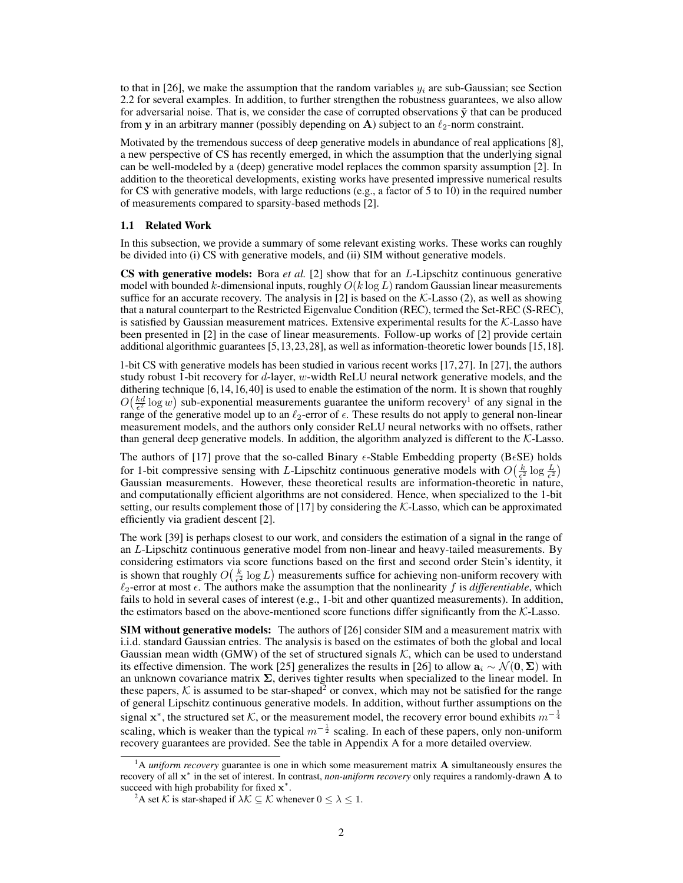to that in [26], we make the assumption that the random variables $y_i$ are sub-Gaussian; see Section 2.2 for several examples. In addition, to further strengthen the robustness guarantees, we also allow for adversarial noise. That is, we consider the case of corrupted observations $\tilde{\mathbf{y}}$ that can be produced from $\mathbf{y}$ in an arbitrary manner (possibly depending on $\mathbf{A}$) subject to an $\ell_2$-norm constraint.

Motivated by the tremendous success of deep generative models in abundance of real applications [8], a new perspective of CS has recently emerged, in which the assumption that the underlying signal can be well-modeled by a (deep) generative model replaces the common sparsity assumption [2]. In addition to the theoretical developments, existing works have presented impressive numerical results for CS with generative models, with large reductions (e.g., a factor of 5 to 10) in the required number of measurements compared to sparsity-based methods [2].

### 1.1 Related Work

In this subsection, we provide a summary of some relevant existing works. These works can roughly be divided into (i) CS with generative models, and (ii) SIM without generative models.

**CS with generative models:** Bora *et al.* [2] show that for an $L$-Lipschitz continuous generative model with bounded $k$-dimensional inputs, roughly $O(k \log L)$ random Gaussian linear measurements suffice for an accurate recovery. The analysis in [2] is based on the $\mathcal{K}$-Lasso (2), as well as showing that a natural counterpart to the Restricted Eigenvalue Condition (REC), termed the Set-REC (S-REC), is satisfied by Gaussian measurement matrices. Extensive experimental results for the $\mathcal{K}$-Lasso have been presented in [2] in the case of linear measurements. Follow-up works of [2] provide certain additional algorithmic guarantees [5,13,23,28], as well as information-theoretic lower bounds [15,18].

1-bit CS with generative models has been studied in various recent works [17,27]. In [27], the authors study robust 1-bit recovery for $d$-layer, $w$-width ReLU neural network generative models, and the dithering technique [6,14,16,40] is used to enable the estimation of the norm. It is shown that roughly $O\big(\frac{kd}{\epsilon^2}\log w\big)$ sub-exponential measurements guarantee the uniform recovery[1] of any signal in the range of the generative model up to an $\ell_2$-error of $\epsilon$. These results do not apply to general non-linear measurement models, and the authors only consider ReLU neural networks with no offsets, rather than general deep generative models. In addition, the algorithm analyzed is different to the $\mathcal{K}$-Lasso.

The authors of [17] prove that the so-called Binary $\epsilon$-Stable Embedding property (B$\epsilon$SE) holds for 1-bit compressive sensing with $L$-Lipschitz continuous generative models with $O\big(\frac{k}{\epsilon^2}\log\frac{L}{\epsilon^2}\big)$ Gaussian measurements. However, these theoretical results are information-theoretic in nature, and computationally efficient algorithms are not considered. Hence, when specialized to the 1-bit setting, our results complement those of [17] by considering the $\mathcal{K}$-Lasso, which can be approximated efficiently via gradient descent [2].

The work [39] is perhaps closest to our work, and considers the estimation of a signal in the range of an $L$-Lipschitz continuous generative model from non-linear and heavy-tailed measurements. By considering estimators via score functions based on the first and second order Stein's identity, it is shown that roughly $O\big(\frac{k}{\epsilon^2}\log L\big)$ measurements suffice for achieving non-uniform recovery with $\ell_2$-error at most $\epsilon$. The authors make the assumption that the nonlinearity $f$ is *differentiable*, which fails to hold in several cases of interest (e.g., 1-bit and other quantized measurements). In addition, the estimators based on the above-mentioned score functions differ significantly from the $\mathcal{K}$-Lasso.

**SIM without generative models:** The authors of [26] consider SIM and a measurement matrix with i.i.d. standard Gaussian entries. The analysis is based on the estimates of both the global and local Gaussian mean width (GMW) of the set of structured signals $\mathcal{K}$, which can be used to understand its effective dimension. The work [25] generalizes the results in [26] to allow $\mathbf{a}_i \sim \mathcal{N}(\mathbf{0}, \mathbf{\Sigma})$ with an unknown covariance matrix $\mathbf{\Sigma}$, derives tighter results when specialized to the linear model. In these papers, $\mathcal{K}$ is assumed to be star-shaped[2] or convex, which may not be satisfied for the range of general Lipschitz continuous generative models. In addition, without further assumptions on the signal $\mathbf{x}^*$, the structured set $\mathcal{K}$, or the measurement model, the recovery error bound exhibits $m^{-\frac{1}{4}}$ scaling, which is weaker than the typical $m^{-\frac{1}{2}}$ scaling. In each of these papers, only non-uniform recovery guarantees are provided. See the table in Appendix A for a more detailed overview.

[1] A *uniform recovery* guarantee is one in which some measurement matrix $\mathbf{A}$ simultaneously ensures the recovery of all $\mathbf{x}^*$ in the set of interest. In contrast, *non-uniform recovery* only requires a randomly-drawn $\mathbf{A}$ to succeed with high probability for fixed $\mathbf{x}^*$.

[2] A set $\mathcal{K}$ is star-shaped if $\lambda\mathcal{K} \subseteq \mathcal{K}$ whenever $0 \le \lambda \le 1$.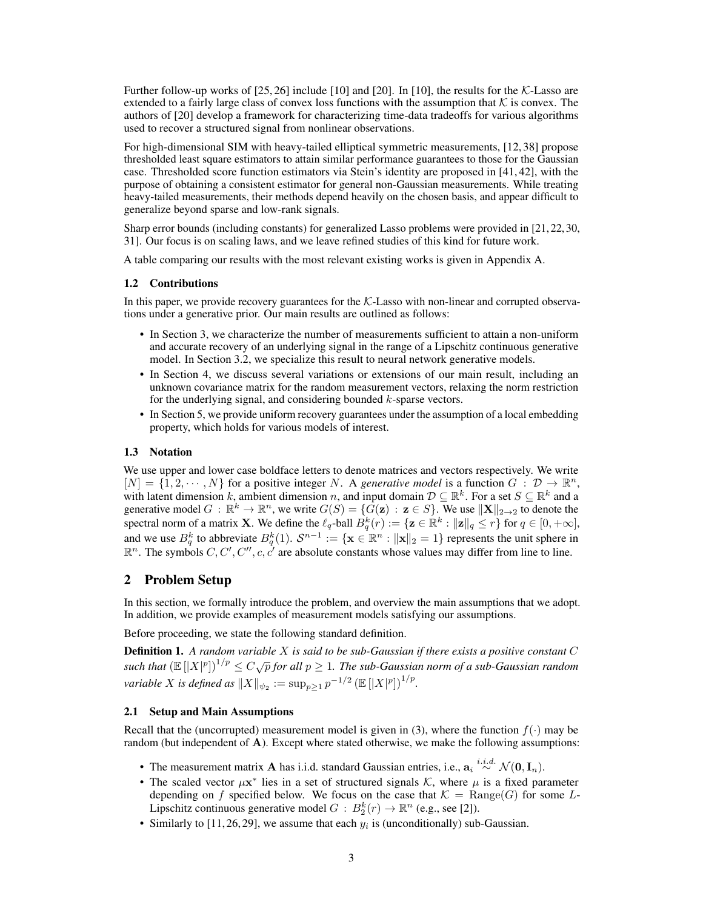Further follow-up works of [25, 26] include [10] and [20]. In [10], the results for the $\mathcal{K}$-Lasso are extended to a fairly large class of convex loss functions with the assumption that $\mathcal{K}$ is convex. The authors of [20] develop a framework for characterizing time-data tradeoffs for various algorithms used to recover a structured signal from nonlinear observations.

For high-dimensional SIM with heavy-tailed elliptical symmetric measurements, [12, 38] propose thresholded least square estimators to attain similar performance guarantees to those for the Gaussian case. Thresholded score function estimators via Stein's identity are proposed in [41, 42], with the purpose of obtaining a consistent estimator for general non-Gaussian measurements. While treating heavy-tailed measurements, their methods depend heavily on the chosen basis, and appear difficult to generalize beyond sparse and low-rank signals.

Sharp error bounds (including constants) for generalized Lasso problems were provided in [21, 22, 30, 31]. Our focus is on scaling laws, and we leave refined studies of this kind for future work.

A table comparing our results with the most relevant existing works is given in Appendix A.

### 1.2 Contributions

In this paper, we provide recovery guarantees for the $\mathcal{K}$-Lasso with non-linear and corrupted observations under a generative prior. Our main results are outlined as follows:

- In Section 3, we characterize the number of measurements sufficient to attain a non-uniform and accurate recovery of an underlying signal in the range of a Lipschitz continuous generative model. In Section 3.2, we specialize this result to neural network generative models.
- In Section 4, we discuss several variations or extensions of our main result, including an unknown covariance matrix for the random measurement vectors, relaxing the norm restriction for the underlying signal, and considering bounded $k$-sparse vectors.
- In Section 5, we provide uniform recovery guarantees under the assumption of a local embedding property, which holds for various models of interest.

### 1.3 Notation

We use upper and lower case boldface letters to denote matrices and vectors respectively. We write $[N] = \{1, 2, \cdots, N\}$ for a positive integer $N$. A *generative model* is a function $G : \mathcal{D} \to \mathbb{R}^n$, with latent dimension $k$, ambient dimension $n$, and input domain $\mathcal{D} \subseteq \mathbb{R}^k$. For a set $S \subseteq \mathbb{R}^k$ and a generative model $G : \mathbb{R}^k \to \mathbb{R}^n$, we write $G(S) = \{G(\mathbf{z}) : \mathbf{z} \in S\}$. We use $\|\mathbf{X}\|_{2\to 2}$ to denote the spectral norm of a matrix $\mathbf{X}$. We define the $\ell_q$-ball $B_q^k(r) := \{\mathbf{z} \in \mathbb{R}^k : \|\mathbf{z}\|_q \leq r\}$ for $q \in [0, +\infty]$, and we use $B_q^k$ to abbreviate $B_q^k(1)$. $\mathcal{S}^{n-1} := \{\mathbf{x} \in \mathbb{R}^n : \|\mathbf{x}\|_2 = 1\}$ represents the unit sphere in $\mathbb{R}^n$. The symbols $C, C', C'', c, c'$ are absolute constants whose values may differ from line to line.

## 2 Problem Setup

In this section, we formally introduce the problem, and overview the main assumptions that we adopt. In addition, we provide examples of measurement models satisfying our assumptions.

Before proceeding, we state the following standard definition.

**Definition 1.** *A random variable $X$ is said to be sub-Gaussian if there exists a positive constant $C$ such that $\left(\mathbb{E}\left[|X|^p\right]\right)^{1/p} \leq C\sqrt{p}$ for all $p \geq 1$. The sub-Gaussian norm of a sub-Gaussian random variable $X$ is defined as $\|X\|_{\psi_2} := \sup_{p\geq 1} p^{-1/2}\left(\mathbb{E}\left[|X|^p\right]\right)^{1/p}$.*

### 2.1 Setup and Main Assumptions

Recall that the (uncorrupted) measurement model is given in (3), where the function $f(\cdot)$ may be random (but independent of $\mathbf{A}$). Except where stated otherwise, we make the following assumptions:

- The measurement matrix $\mathbf{A}$ has i.i.d. standard Gaussian entries, i.e., $\mathbf{a}_i \overset{i.i.d.}{\sim} \mathcal{N}(\mathbf{0}, \mathbf{I}_n)$.
- The scaled vector $\mu\mathbf{x}^*$ lies in a set of structured signals $\mathcal{K}$, where $\mu$ is a fixed parameter depending on $f$ specified below. We focus on the case that $\mathcal{K} = \mathrm{Range}(G)$ for some $L$-Lipschitz continuous generative model $G : B_2^k(r) \to \mathbb{R}^n$ (e.g., see [2]).
- Similarly to [11, 26, 29], we assume that each $y_i$ is (unconditionally) sub-Gaussian.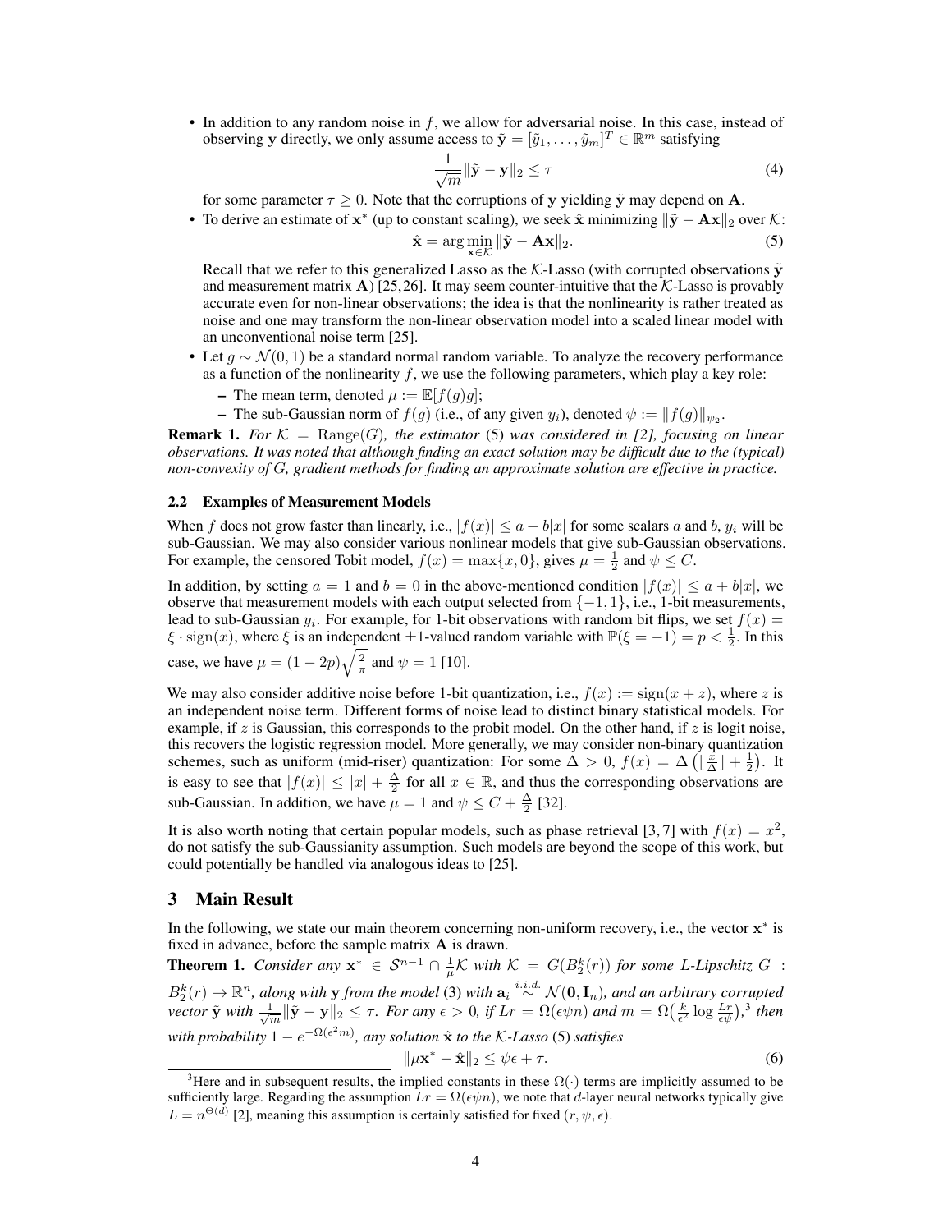- In addition to any random noise in $f$, we allow for adversarial noise. In this case, instead of observing $\mathbf{y}$ directly, we only assume access to $\tilde{\mathbf{y}} = [\tilde{y}_1, \dots, \tilde{y}_m]^T \in \mathbb{R}^m$ satisfying

$$\frac{1}{\sqrt{m}} \|\tilde{\mathbf{y}} - \mathbf{y}\|_2 \leq \tau \tag{4}$$

for some parameter $\tau \geq 0$. Note that the corruptions of $\mathbf{y}$ yielding $\tilde{\mathbf{y}}$ may depend on $\mathbf{A}$.

- To derive an estimate of $\mathbf{x}^*$ (up to constant scaling), we seek $\hat{\mathbf{x}}$ minimizing $\|\tilde{\mathbf{y}} - \mathbf{A}\mathbf{x}\|_2$ over $\mathcal{K}$:

$$\hat{\mathbf{x}} = \arg\min_{\mathbf{x} \in \mathcal{K}} \|\tilde{\mathbf{y}} - \mathbf{A}\mathbf{x}\|_2. \tag{5}$$

Recall that we refer to this generalized Lasso as the $\mathcal{K}$-Lasso (with corrupted observations $\tilde{\mathbf{y}}$ and measurement matrix $\mathbf{A}$) [25,26]. It may seem counter-intuitive that the $\mathcal{K}$-Lasso is provably accurate even for non-linear observations; the idea is that the nonlinearity is rather treated as noise and one may transform the non-linear observation model into a scaled linear model with an unconventional noise term [25].

- Let $g \sim \mathcal{N}(0,1)$ be a standard normal random variable. To analyze the recovery performance as a function of the nonlinearity $f$, we use the following parameters, which play a key role:
  - The mean term, denoted $\mu := \mathbb{E}[f(g)g]$;
  - The sub-Gaussian norm of $f(g)$ (i.e., of any given $y_i$), denoted $\psi := \|f(g)\|_{\psi_2}$.

**Remark 1.** *For $\mathcal{K} = \mathrm{Range}(G)$, the estimator (5) was considered in [2], focusing on linear observations. It was noted that although finding an exact solution may be difficult due to the (typical) non-convexity of $G$, gradient methods for finding an approximate solution are effective in practice.*

### 2.2 Examples of Measurement Models

When $f$ does not grow faster than linearly, i.e., $|f(x)| \leq a + b|x|$ for some scalars $a$ and $b$, $y_i$ will be sub-Gaussian. We may also consider various nonlinear models that give sub-Gaussian observations. For example, the censored Tobit model, $f(x) = \max\{x, 0\}$, gives $\mu = \frac{1}{2}$ and $\psi \leq C$.

In addition, by setting $a = 1$ and $b = 0$ in the above-mentioned condition $|f(x)| \leq a + b|x|$, we observe that measurement models with each output selected from $\{-1, 1\}$, i.e., 1-bit measurements, lead to sub-Gaussian $y_i$. For example, for 1-bit observations with random bit flips, we set $f(x) = \xi \cdot \mathrm{sign}(x)$, where $\xi$ is an independent $\pm 1$-valued random variable with $\mathbb{P}(\xi = -1) = p < \frac{1}{2}$. In this case, we have $\mu = (1 - 2p)\sqrt{\frac{2}{\pi}}$ and $\psi = 1$ [10].

We may also consider additive noise before 1-bit quantization, i.e., $f(x) := \mathrm{sign}(x + z)$, where $z$ is an independent noise term. Different forms of noise lead to distinct binary statistical models. For example, if $z$ is Gaussian, this corresponds to the probit model. On the other hand, if $z$ is logit noise, this recovers the logistic regression model. More generally, we may consider non-binary quantization schemes, such as uniform (mid-riser) quantization: For some $\Delta > 0$, $f(x) = \Delta\left(\lfloor \frac{x}{\Delta} \rfloor + \frac{1}{2}\right)$. It is easy to see that $|f(x)| \leq |x| + \frac{\Delta}{2}$ for all $x \in \mathbb{R}$, and thus the corresponding observations are sub-Gaussian. In addition, we have $\mu = 1$ and $\psi \leq C + \frac{\Delta}{2}$ [32].

It is also worth noting that certain popular models, such as phase retrieval [3,7] with $f(x) = x^2$, do not satisfy the sub-Gaussianity assumption. Such models are beyond the scope of this work, but could potentially be handled via analogous ideas to [25].

## 3 Main Result

In the following, we state our main theorem concerning non-uniform recovery, i.e., the vector $\mathbf{x}^*$ is fixed in advance, before the sample matrix $\mathbf{A}$ is drawn.

**Theorem 1.** *Consider any $\mathbf{x}^* \in \mathcal{S}^{n-1} \cap \frac{1}{\mu}\mathcal{K}$ with $\mathcal{K} = G(B_2^k(r))$ for some $L$-Lipschitz $G : B_2^k(r) \to \mathbb{R}^n$, along with $\mathbf{y}$ from the model (3) with $\mathbf{a}_i \overset{i.i.d.}{\sim} \mathcal{N}(\mathbf{0}, \mathbf{I}_n)$, and an arbitrary corrupted vector $\tilde{\mathbf{y}}$ with $\frac{1}{\sqrt{m}}\|\tilde{\mathbf{y}} - \mathbf{y}\|_2 \leq \tau$. For any $\epsilon > 0$, if $Lr = \Omega(\epsilon\psi n)$ and $m = \Omega\big(\frac{k}{\epsilon^2}\log\frac{Lr}{\epsilon\psi}\big)$,[3] then with probability $1 - e^{-\Omega(\epsilon^2 m)}$, any solution $\hat{\mathbf{x}}$ to the $\mathcal{K}$-Lasso (5) satisfies*

$$\|\mu\mathbf{x}^* - \hat{\mathbf{x}}\|_2 \leq \psi\epsilon + \tau. \tag{6}$$

[3] Here and in subsequent results, the implied constants in these $\Omega(\cdot)$ terms are implicitly assumed to be sufficiently large. Regarding the assumption $Lr = \Omega(\epsilon\psi n)$, we note that $d$-layer neural networks typically give $L = n^{\Theta(d)}$ [2], meaning this assumption is certainly satisfied for fixed $(r, \psi, \epsilon)$.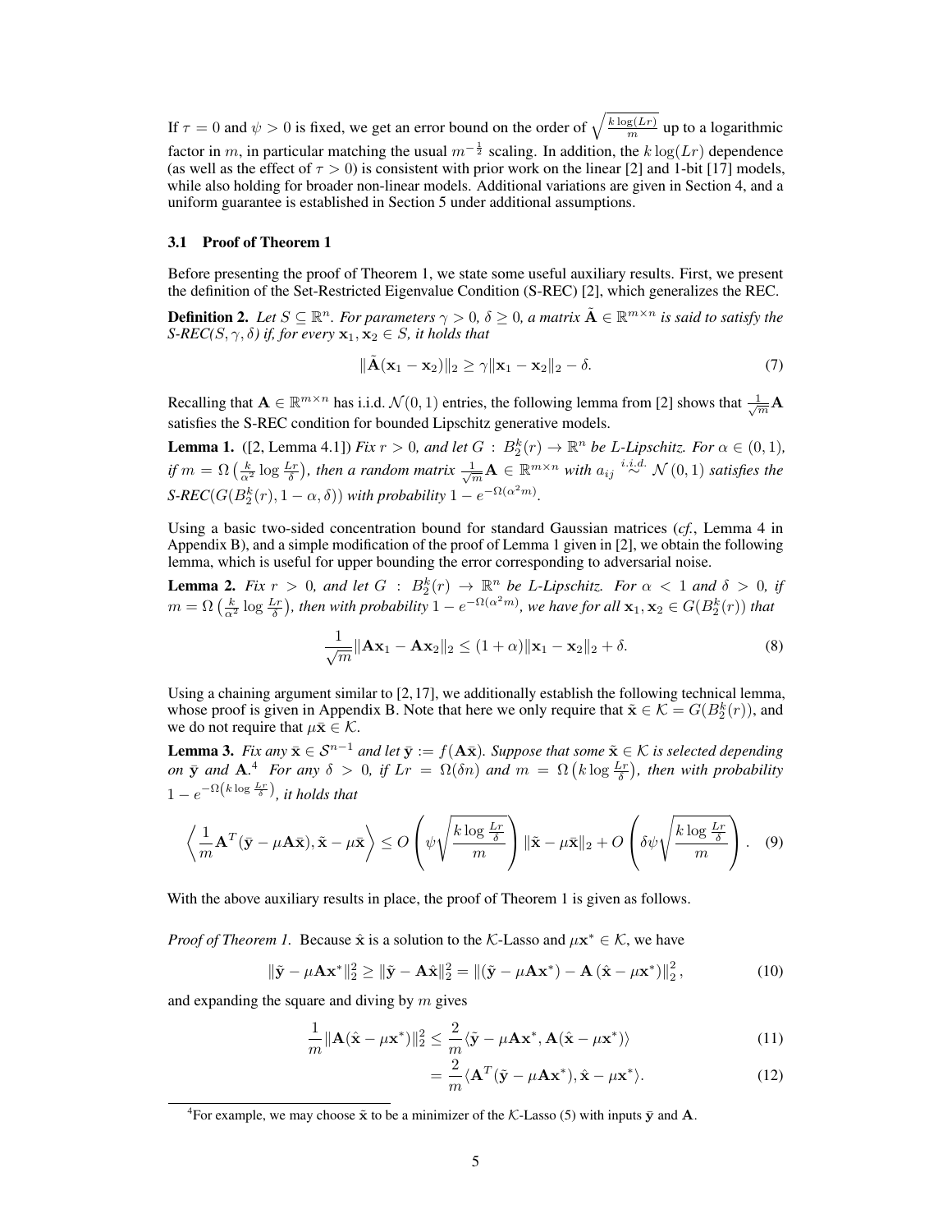If $\tau = 0$ and $\psi > 0$ is fixed, we get an error bound on the order of $\sqrt{\frac{k \log(Lr)}{m}}$ up to a logarithmic factor in $m$, in particular matching the usual $m^{-\frac{1}{2}}$ scaling. In addition, the $k\log(Lr)$ dependence (as well as the effect of $\tau > 0$) is consistent with prior work on the linear [2] and 1-bit [17] models, while also holding for broader non-linear models. Additional variations are given in Section 4, and a uniform guarantee is established in Section 5 under additional assumptions.

### 3.1 Proof of Theorem 1

Before presenting the proof of Theorem 1, we state some useful auxiliary results. First, we present the definition of the Set-Restricted Eigenvalue Condition (S-REC) [2], which generalizes the REC.

**Definition 2.** *Let $S \subseteq \mathbb{R}^n$. For parameters $\gamma > 0$, $\delta \geq 0$, a matrix $\tilde{\mathbf{A}} \in \mathbb{R}^{m \times n}$ is said to satisfy the S-REC($S, \gamma, \delta$) if, for every $\mathbf{x}_1, \mathbf{x}_2 \in S$, it holds that*

$$\|\tilde{\mathbf{A}}(\mathbf{x}_1 - \mathbf{x}_2)\|_2 \geq \gamma \|\mathbf{x}_1 - \mathbf{x}_2\|_2 - \delta. \tag{7}$$

Recalling that $\mathbf{A} \in \mathbb{R}^{m \times n}$ has i.i.d. $\mathcal{N}(0,1)$ entries, the following lemma from [2] shows that $\frac{1}{\sqrt{m}}\mathbf{A}$ satisfies the S-REC condition for bounded Lipschitz generative models.

**Lemma 1.** ([2, Lemma 4.1]) *Fix $r > 0$, and let $G : B_2^k(r) \to \mathbb{R}^n$ be $L$-Lipschitz. For $\alpha \in (0,1)$, if $m = \Omega\left(\frac{k}{\alpha^2}\log\frac{Lr}{\delta}\right)$, then a random matrix $\frac{1}{\sqrt{m}}\mathbf{A} \in \mathbb{R}^{m \times n}$ with $a_{ij} \overset{i.i.d.}{\sim} \mathcal{N}(0,1)$ satisfies the S-REC($G(B_2^k(r), 1-\alpha, \delta)$) with probability $1 - e^{-\Omega(\alpha^2 m)}$.*

Using a basic two-sided concentration bound for standard Gaussian matrices (*cf.*, Lemma 4 in Appendix B), and a simple modification of the proof of Lemma 1 given in [2], we obtain the following lemma, which is useful for upper bounding the error corresponding to adversarial noise.

**Lemma 2.** *Fix $r > 0$, and let $G : B_2^k(r) \to \mathbb{R}^n$ be $L$-Lipschitz. For $\alpha < 1$ and $\delta > 0$, if $m = \Omega\left(\frac{k}{\alpha^2}\log\frac{Lr}{\delta}\right)$, then with probability $1 - e^{-\Omega(\alpha^2 m)}$, we have for all $\mathbf{x}_1, \mathbf{x}_2 \in G(B_2^k(r))$ that*

$$\frac{1}{\sqrt{m}}\|\mathbf{A}\mathbf{x}_1 - \mathbf{A}\mathbf{x}_2\|_2 \leq (1+\alpha)\|\mathbf{x}_1 - \mathbf{x}_2\|_2 + \delta. \tag{8}$$

Using a chaining argument similar to [2,17], we additionally establish the following technical lemma, whose proof is given in Appendix B. Note that here we only require that $\tilde{\mathbf{x}} \in \mathcal{K} = G(B_2^k(r))$, and we do not require that $\mu\bar{\mathbf{x}} \in \mathcal{K}$.

**Lemma 3.** *Fix any $\bar{\mathbf{x}} \in \mathcal{S}^{n-1}$ and let $\bar{\mathbf{y}} := f(\mathbf{A}\bar{\mathbf{x}})$. Suppose that some $\tilde{\mathbf{x}} \in \mathcal{K}$ is selected depending on $\bar{\mathbf{y}}$ and $\mathbf{A}$.[4] For any $\delta > 0$, if $Lr = \Omega(\delta n)$ and $m = \Omega\left(k \log\frac{Lr}{\delta}\right)$, then with probability $1 - e^{-\Omega\left(k\log\frac{Lr}{\delta}\right)}$, it holds that*

$$\left\langle \frac{1}{m}\mathbf{A}^T(\bar{\mathbf{y}} - \mu\mathbf{A}\bar{\mathbf{x}}), \tilde{\mathbf{x}} - \mu\bar{\mathbf{x}} \right\rangle \leq O\left(\psi\sqrt{\frac{k\log\frac{Lr}{\delta}}{m}}\right)\|\tilde{\mathbf{x}} - \mu\bar{\mathbf{x}}\|_2 + O\left(\delta\psi\sqrt{\frac{k\log\frac{Lr}{\delta}}{m}}\right). \tag{9}$$

With the above auxiliary results in place, the proof of Theorem 1 is given as follows.

*Proof of Theorem 1.* Because $\hat{\mathbf{x}}$ is a solution to the $\mathcal{K}$-Lasso and $\mu\mathbf{x}^* \in \mathcal{K}$, we have

$$\|\tilde{\mathbf{y}} - \mu\mathbf{A}\mathbf{x}^*\|_2^2 \geq \|\tilde{\mathbf{y}} - \mathbf{A}\hat{\mathbf{x}}\|_2^2 = \|(\tilde{\mathbf{y}} - \mu\mathbf{A}\mathbf{x}^*) - \mathbf{A}\left(\hat{\mathbf{x}} - \mu\mathbf{x}^*\right)\|_2^2, \tag{10}$$

and expanding the square and diving by $m$ gives

$$\frac{1}{m}\|\mathbf{A}(\hat{\mathbf{x}} - \mu\mathbf{x}^*)\|_2^2 \leq \frac{2}{m}\langle \tilde{\mathbf{y}} - \mu\mathbf{A}\mathbf{x}^*, \mathbf{A}(\hat{\mathbf{x}} - \mu\mathbf{x}^*)\rangle \tag{11}$$

$$= \frac{2}{m}\langle \mathbf{A}^T(\tilde{\mathbf{y}} - \mu\mathbf{A}\mathbf{x}^*), \hat{\mathbf{x}} - \mu\mathbf{x}^*\rangle. \tag{12}$$

[4] For example, we may choose $\tilde{\mathbf{x}}$ to be a minimizer of the $\mathcal{K}$-Lasso (5) with inputs $\bar{\mathbf{y}}$ and $\mathbf{A}$.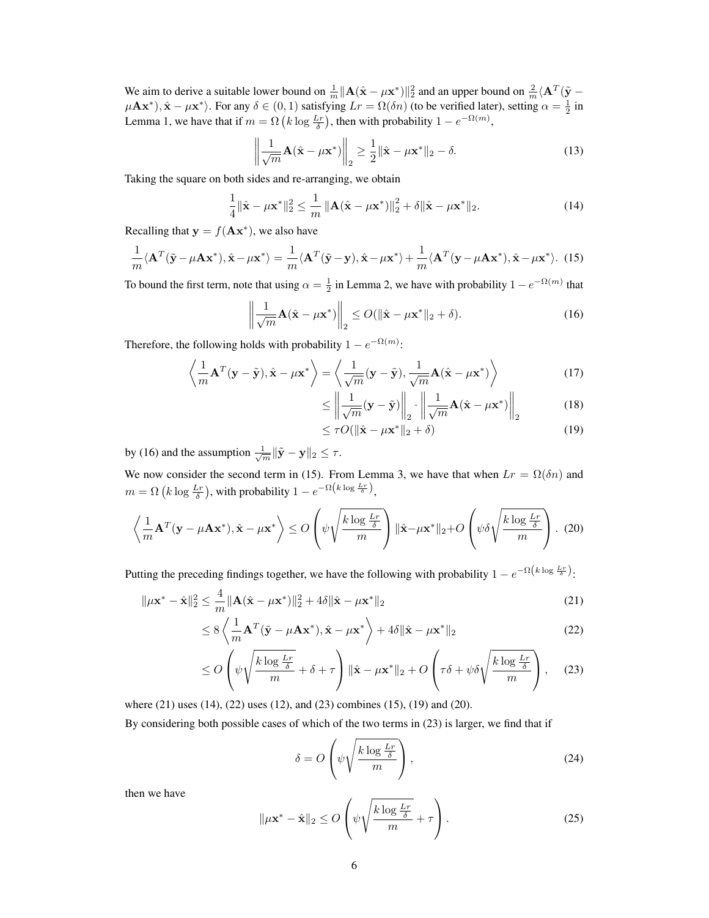We aim to derive a suitable lower bound on $\frac{1}{m}\|\mathbf{A}(\hat{\mathbf{x}} - \mu\mathbf{x}^*)\|_2^2$ and an upper bound on $\frac{2}{m}\langle \mathbf{A}^T(\tilde{\mathbf{y}} - \mu\mathbf{A}\mathbf{x}^*), \hat{\mathbf{x}} - \mu\mathbf{x}^*\rangle$. For any $\delta \in (0, 1)$ satisfying $Lr = \Omega(\delta n)$ (to be verified later), setting $\alpha = \frac{1}{2}$ in Lemma 1, we have that if $m = \Omega\left(k \log \frac{Lr}{\delta}\right)$, then with probability $1 - e^{-\Omega(m)}$,

$$\left\| \frac{1}{\sqrt{m}} \mathbf{A}(\hat{\mathbf{x}} - \mu\mathbf{x}^*) \right\|_2 \geq \frac{1}{2}\|\hat{\mathbf{x}} - \mu\mathbf{x}^*\|_2 - \delta. \tag{13}$$

Taking the square on both sides and re-arranging, we obtain

$$\frac{1}{4}\|\hat{\mathbf{x}} - \mu\mathbf{x}^*\|_2^2 \leq \frac{1}{m}\|\mathbf{A}(\hat{\mathbf{x}} - \mu\mathbf{x}^*)\|_2^2 + \delta\|\hat{\mathbf{x}} - \mu\mathbf{x}^*\|_2. \tag{14}$$

Recalling that $\mathbf{y} = f(\mathbf{A}\mathbf{x}^*)$, we also have

$$\frac{1}{m}\langle \mathbf{A}^T(\tilde{\mathbf{y}} - \mu\mathbf{A}\mathbf{x}^*), \hat{\mathbf{x}} - \mu\mathbf{x}^*\rangle = \frac{1}{m}\langle \mathbf{A}^T(\tilde{\mathbf{y}} - \mathbf{y}), \hat{\mathbf{x}} - \mu\mathbf{x}^*\rangle + \frac{1}{m}\langle \mathbf{A}^T(\mathbf{y} - \mu\mathbf{A}\mathbf{x}^*), \hat{\mathbf{x}} - \mu\mathbf{x}^*\rangle. \tag{15}$$

To bound the first term, note that using $\alpha = \frac{1}{2}$ in Lemma 2, we have with probability $1 - e^{-\Omega(m)}$ that

$$\left\| \frac{1}{\sqrt{m}} \mathbf{A}(\hat{\mathbf{x}} - \mu\mathbf{x}^*) \right\|_2 \leq O(\|\hat{\mathbf{x}} - \mu\mathbf{x}^*\|_2 + \delta). \tag{16}$$

Therefore, the following holds with probability $1 - e^{-\Omega(m)}$:

$$\left\langle \frac{1}{m}\mathbf{A}^T(\mathbf{y} - \tilde{\mathbf{y}}), \hat{\mathbf{x}} - \mu\mathbf{x}^* \right\rangle = \left\langle \frac{1}{\sqrt{m}}(\mathbf{y} - \tilde{\mathbf{y}}), \frac{1}{\sqrt{m}}\mathbf{A}(\hat{\mathbf{x}} - \mu\mathbf{x}^*) \right\rangle \tag{17}$$

$$\leq \left\| \frac{1}{\sqrt{m}}(\mathbf{y} - \tilde{\mathbf{y}}) \right\|_2 \cdot \left\| \frac{1}{\sqrt{m}}\mathbf{A}(\hat{\mathbf{x}} - \mu\mathbf{x}^*) \right\|_2 \tag{18}$$

$$\leq \tau O(\|\hat{\mathbf{x}} - \mu\mathbf{x}^*\|_2 + \delta) \tag{19}$$

by (16) and the assumption $\frac{1}{\sqrt{m}}\|\tilde{\mathbf{y}} - \mathbf{y}\|_2 \leq \tau$.

We now consider the second term in (15). From Lemma 3, we have that when $Lr = \Omega(\delta n)$ and $m = \Omega\left(k \log \frac{Lr}{\delta}\right)$, with probability $1 - e^{-\Omega\left(k \log \frac{Lr}{\delta}\right)}$,

$$\left\langle \frac{1}{m}\mathbf{A}^T(\mathbf{y} - \mu\mathbf{A}\mathbf{x}^*), \hat{\mathbf{x}} - \mu\mathbf{x}^* \right\rangle \leq O\left(\psi\sqrt{\frac{k \log \frac{Lr}{\delta}}{m}}\right)\|\hat{\mathbf{x}} - \mu\mathbf{x}^*\|_2 + O\left(\psi\delta\sqrt{\frac{k \log \frac{Lr}{\delta}}{m}}\right). \tag{20}$$

Putting the preceding findings together, we have the following with probability $1 - e^{-\Omega\left(k \log \frac{Lr}{\delta}\right)}$:

$$\|\mu\mathbf{x}^* - \hat{\mathbf{x}}\|_2^2 \leq \frac{4}{m}\|\mathbf{A}(\hat{\mathbf{x}} - \mu\mathbf{x}^*)\|_2^2 + 4\delta\|\hat{\mathbf{x}} - \mu\mathbf{x}^*\|_2 \tag{21}$$

$$\leq 8\left\langle \frac{1}{m}\mathbf{A}^T(\tilde{\mathbf{y}} - \mu\mathbf{A}\mathbf{x}^*), \hat{\mathbf{x}} - \mu\mathbf{x}^* \right\rangle + 4\delta\|\hat{\mathbf{x}} - \mu\mathbf{x}^*\|_2 \tag{22}$$

$$\leq O\left(\psi\sqrt{\frac{k \log \frac{Lr}{\delta}}{m}} + \delta + \tau\right)\|\hat{\mathbf{x}} - \mu\mathbf{x}^*\|_2 + O\left(\tau\delta + \psi\delta\sqrt{\frac{k \log \frac{Lr}{\delta}}{m}}\right), \tag{23}$$

where (21) uses (14), (22) uses (12), and (23) combines (15), (19) and (20).

By considering both possible cases of which of the two terms in (23) is larger, we find that if

$$\delta = O\left(\psi\sqrt{\frac{k \log \frac{Lr}{\delta}}{m}}\right), \tag{24}$$

then we have

$$\|\mu\mathbf{x}^* - \hat{\mathbf{x}}\|_2 \leq O\left(\psi\sqrt{\frac{k \log \frac{Lr}{\delta}}{m}} + \tau\right). \tag{25}$$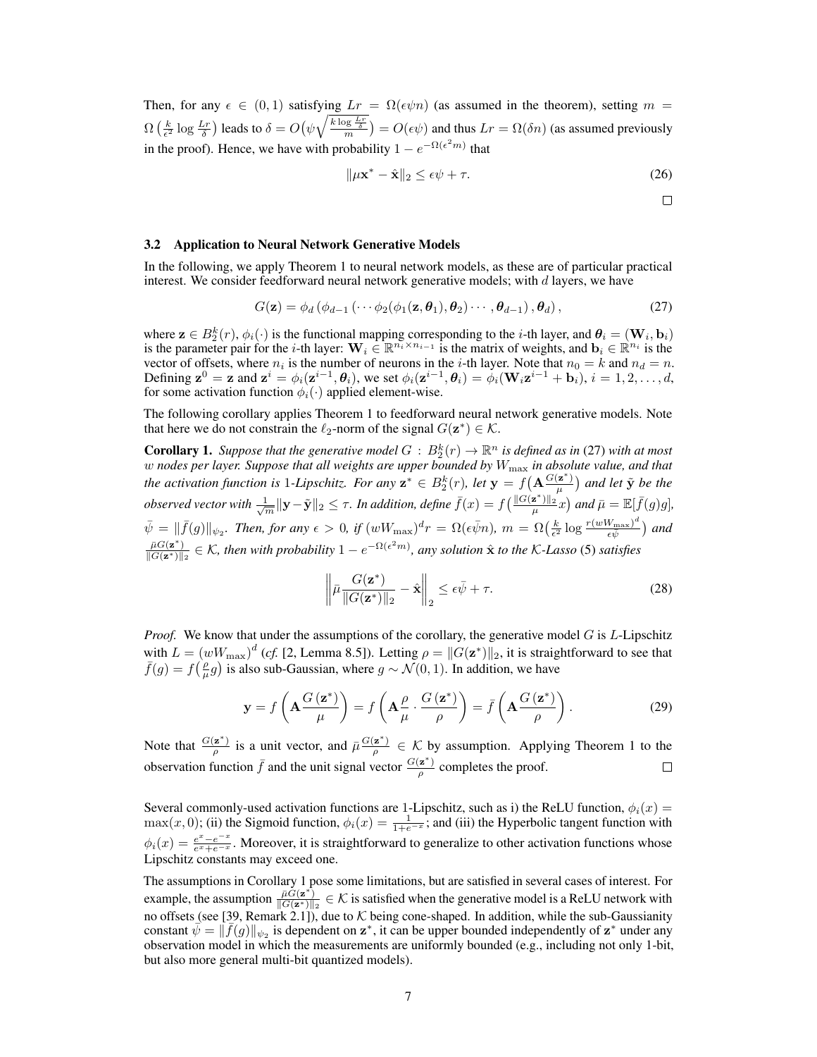Then, for any $\epsilon \in (0, 1)$ satisfying $Lr = \Omega(\epsilon\psi n)$ (as assumed in the theorem), setting $m = \Omega\left(\frac{k}{\epsilon^2}\log\frac{Lr}{\delta}\right)$ leads to $\delta = O\big(\psi\sqrt{\frac{k\log\frac{Lr}{\delta}}{m}}\big) = O(\epsilon\psi)$ and thus $Lr = \Omega(\delta n)$ (as assumed previously in the proof). Hence, we have with probability $1 - e^{-\Omega(\epsilon^2 m)}$ that

$$\|\mu\mathbf{x}^* - \hat{\mathbf{x}}\|_2 \leq \epsilon\psi + \tau. \tag{26}$$

□

### 3.2 Application to Neural Network Generative Models

In the following, we apply Theorem 1 to neural network models, as these are of particular practical interest. We consider feedforward neural network generative models; with $d$ layers, we have

$$G(\mathbf{z}) = \phi_d\left(\phi_{d-1}\left(\cdots\phi_2(\phi_1(\mathbf{z},\boldsymbol{\theta}_1),\boldsymbol{\theta}_2)\cdots,\boldsymbol{\theta}_{d-1}\right),\boldsymbol{\theta}_d\right), \tag{27}$$

where $\mathbf{z} \in B_2^k(r)$, $\phi_i(\cdot)$ is the functional mapping corresponding to the $i$-th layer, and $\boldsymbol{\theta}_i = (\mathbf{W}_i, \mathbf{b}_i)$ is the parameter pair for the $i$-th layer: $\mathbf{W}_i \in \mathbb{R}^{n_i \times n_{i-1}}$ is the matrix of weights, and $\mathbf{b}_i \in \mathbb{R}^{n_i}$ is the vector of offsets, where $n_i$ is the number of neurons in the $i$-th layer. Note that $n_0 = k$ and $n_d = n$. Defining $\mathbf{z}^0 = \mathbf{z}$ and $\mathbf{z}^i = \phi_i(\mathbf{z}^{i-1},\boldsymbol{\theta}_i)$, we set $\phi_i(\mathbf{z}^{i-1},\boldsymbol{\theta}_i) = \phi_i\big(\mathbf{W}_i\mathbf{z}^{i-1} + \mathbf{b}_i\big)$, $i = 1, 2, \ldots, d$, for some activation function $\phi_i(\cdot)$ applied element-wise.

The following corollary applies Theorem 1 to feedforward neural network generative models. Note that here we do not constrain the $\ell_2$-norm of the signal $G(\mathbf{z}^*) \in \mathcal{K}$.

**Corollary 1.** *Suppose that the generative model $G : B_2^k(r) \to \mathbb{R}^n$ is defined as in (27) with at most $w$ nodes per layer. Suppose that all weights are upper bounded by $W_{\max}$ in absolute value, and that the activation function is 1-Lipschitz. For any $\mathbf{z}^* \in B_2^k(r)$, let $\mathbf{y} = f\big(\mathbf{A}\frac{G(\mathbf{z}^*)}{\mu}\big)$ and let $\tilde{\mathbf{y}}$ be the observed vector with $\frac{1}{\sqrt{m}}\|\mathbf{y} - \tilde{\mathbf{y}}\|_2 \leq \tau$. In addition, define $\bar{f}(x) = f\big(\frac{\|G(\mathbf{z}^*)\|_2}{\mu}x\big)$ and $\bar{\mu} = \mathbb{E}[\bar{f}(g)g]$, $\bar{\psi} = \|\bar{f}(g)\|_{\psi_2}$. Then, for any $\epsilon > 0$, if $(wW_{\max})^d r = \Omega(\epsilon\bar{\psi}n)$, $m = \Omega\big(\frac{k}{\epsilon^2}\log\frac{r(wW_{\max})^d}{\epsilon\bar{\psi}}\big)$ and $\frac{\bar{\mu}G(\mathbf{z}^*)}{\|G(\mathbf{z}^*)\|_2} \in \mathcal{K}$, then with probability $1 - e^{-\Omega(\epsilon^2 m)}$, any solution $\hat{\mathbf{x}}$ to the $\mathcal{K}$-Lasso (5) satisfies*

$$\left\|\bar{\mu}\frac{G(\mathbf{z}^*)}{\|G(\mathbf{z}^*)\|_2} - \hat{\mathbf{x}}\right\|_2 \leq \epsilon\bar{\psi} + \tau. \tag{28}$$

*Proof.* We know that under the assumptions of the corollary, the generative model $G$ is $L$-Lipschitz with $L = (wW_{\max})^d$ (*cf.* [2, Lemma 8.5]). Letting $\rho = \|G(\mathbf{z}^*)\|_2$, it is straightforward to see that $\bar{f}(g) = f\big(\frac{\rho}{\mu}g\big)$ is also sub-Gaussian, where $g \sim \mathcal{N}(0, 1)$. In addition, we have

$$\mathbf{y} = f\left(\mathbf{A}\frac{G(\mathbf{z}^*)}{\mu}\right) = f\left(\mathbf{A}\frac{\rho}{\mu}\cdot\frac{G(\mathbf{z}^*)}{\rho}\right) = \bar{f}\left(\mathbf{A}\frac{G(\mathbf{z}^*)}{\rho}\right). \tag{29}$$

Note that $\frac{G(\mathbf{z}^*)}{\rho}$ is a unit vector, and $\bar{\mu}\frac{G(\mathbf{z}^*)}{\rho} \in \mathcal{K}$ by assumption. Applying Theorem 1 to the observation function $\bar{f}$ and the unit signal vector $\frac{G(\mathbf{z}^*)}{\rho}$ completes the proof. □

Several commonly-used activation functions are 1-Lipschitz, such as i) the ReLU function, $\phi_i(x) = \max(x, 0)$; (ii) the Sigmoid function, $\phi_i(x) = \frac{1}{1+e^{-x}}$; and (iii) the Hyperbolic tangent function with $\phi_i(x) = \frac{e^x - e^{-x}}{e^x + e^{-x}}$. Moreover, it is straightforward to generalize to other activation functions whose Lipschitz constants may exceed one.

The assumptions in Corollary 1 pose some limitations, but are satisfied in several cases of interest. For example, the assumption $\frac{\bar{\mu}G(\mathbf{z}^*)}{\|G(\mathbf{z}^*)\|_2} \in \mathcal{K}$ is satisfied when the generative model is a ReLU network with no offsets (see [39, Remark 2.1]), due to $\mathcal{K}$ being cone-shaped. In addition, while the sub-Gaussianity constant $\bar{\psi} = \|\bar{f}(g)\|_{\psi_2}$ is dependent on $\mathbf{z}^*$, it can be upper bounded independently of $\mathbf{z}^*$ under any observation model in which the measurements are uniformly bounded (e.g., including not only 1-bit, but also more general multi-bit quantized models).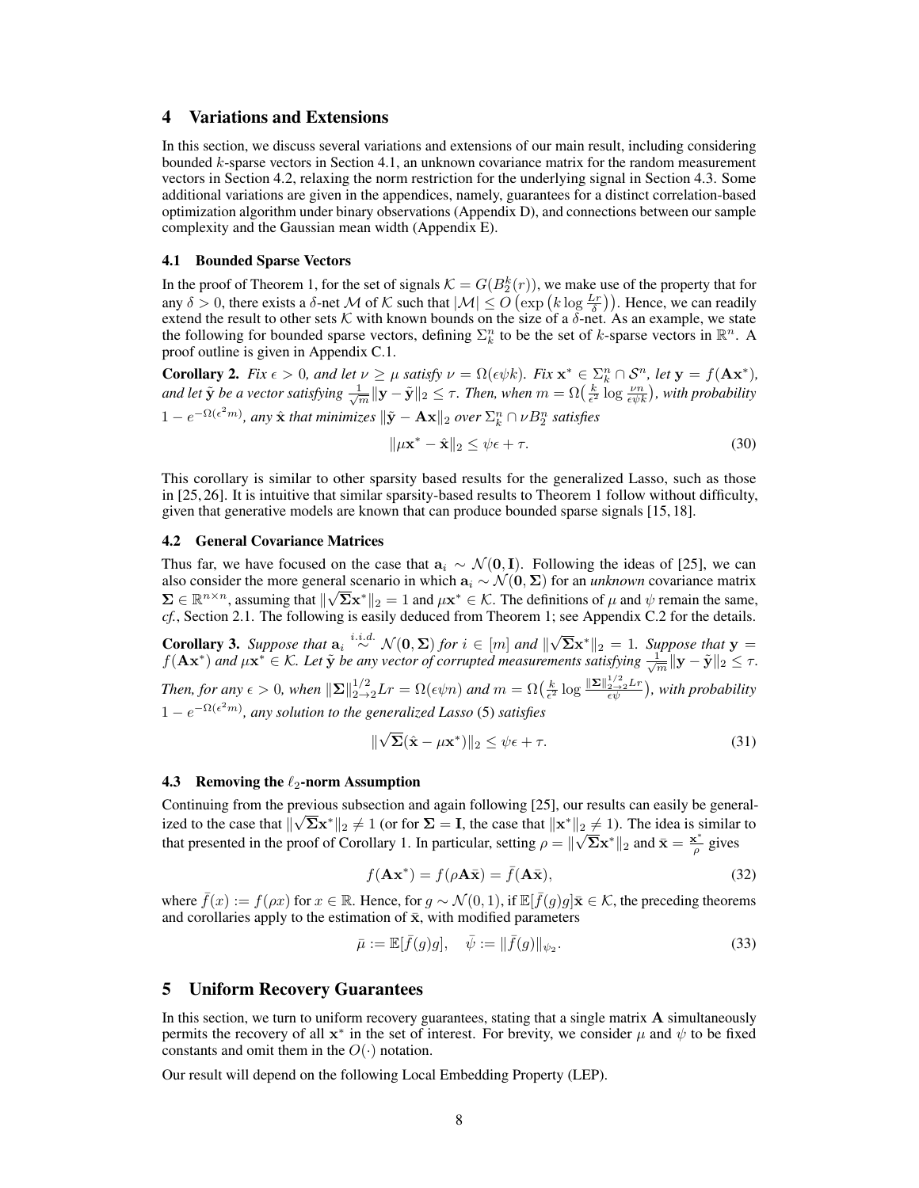## 4 Variations and Extensions

In this section, we discuss several variations and extensions of our main result, including considering bounded $k$-sparse vectors in Section 4.1, an unknown covariance matrix for the random measurement vectors in Section 4.2, relaxing the norm restriction for the underlying signal in Section 4.3. Some additional variations are given in the appendices, namely, guarantees for a distinct correlation-based optimization algorithm under binary observations (Appendix D), and connections between our sample complexity and the Gaussian mean width (Appendix E).

### 4.1 Bounded Sparse Vectors

In the proof of Theorem 1, for the set of signals $\mathcal{K} = G(B_2^k(r))$, we make use of the property that for any $\delta > 0$, there exists a $\delta$-net $\mathcal{M}$ of $\mathcal{K}$ such that $|\mathcal{M}| \le O\left(\exp\left(k \log \frac{Lr}{\delta}\right)\right)$. Hence, we can readily extend the result to other sets $\mathcal{K}$ with known bounds on the size of a $\delta$-net. As an example, we state the following for bounded sparse vectors, defining $\Sigma_k^n$ to be the set of $k$-sparse vectors in $\mathbb{R}^n$. A proof outline is given in Appendix C.1.

**Corollary 2.** *Fix $\epsilon > 0$, and let $\nu \ge \mu$ satisfy $\nu = \Omega(\epsilon \psi k)$. Fix $\mathbf{x}^* \in \Sigma_k^n \cap \mathcal{S}^n$, let $\mathbf{y} = f(\mathbf{A}\mathbf{x}^*)$, and let $\tilde{\mathbf{y}}$ be a vector satisfying $\frac{1}{\sqrt{m}}\|\mathbf{y} - \tilde{\mathbf{y}}\|_2 \le \tau$. Then, when $m = \Omega\left(\frac{k}{\epsilon^2} \log \frac{\nu n}{\epsilon \psi k}\right)$, with probability $1 - e^{-\Omega(\epsilon^2 m)}$, any $\hat{\mathbf{x}}$ that minimizes $\|\tilde{\mathbf{y}} - \mathbf{A}\mathbf{x}\|_2$ over $\Sigma_k^n \cap \nu B_2^n$ satisfies*

$$\|\mu \mathbf{x}^* - \hat{\mathbf{x}}\|_2 \le \psi \epsilon + \tau. \tag{30}$$

This corollary is similar to other sparsity based results for the generalized Lasso, such as those in [25, 26]. It is intuitive that similar sparsity-based results to Theorem 1 follow without difficulty, given that generative models are known that can produce bounded sparse signals [15, 18].

### 4.2 General Covariance Matrices

Thus far, we have focused on the case that $\mathbf{a}_i \sim \mathcal{N}(\mathbf{0}, \mathbf{I})$. Following the ideas of [25], we can also consider the more general scenario in which $\mathbf{a}_i \sim \mathcal{N}(\mathbf{0}, \mathbf{\Sigma})$ for an *unknown* covariance matrix $\mathbf{\Sigma} \in \mathbb{R}^{n \times n}$, assuming that $\|\sqrt{\mathbf{\Sigma}}\mathbf{x}^*\|_2 = 1$ and $\mu \mathbf{x}^* \in \mathcal{K}$. The definitions of $\mu$ and $\psi$ remain the same, *cf.*, Section 2.1. The following is easily deduced from Theorem 1; see Appendix C.2 for the details.

**Corollary 3.** *Suppose that $\mathbf{a}_i \overset{i.i.d.}{\sim} \mathcal{N}(\mathbf{0}, \mathbf{\Sigma})$ for $i \in [m]$ and $\|\sqrt{\mathbf{\Sigma}}\mathbf{x}^*\|_2 = 1$. Suppose that $\mathbf{y} = f(\mathbf{A}\mathbf{x}^*)$ and $\mu \mathbf{x}^* \in \mathcal{K}$. Let $\tilde{\mathbf{y}}$ be any vector of corrupted measurements satisfying $\frac{1}{\sqrt{m}}\|\mathbf{y} - \tilde{\mathbf{y}}\|_2 \le \tau$. Then, for any $\epsilon > 0$, when $\|\mathbf{\Sigma}\|_{2\to 2}^{1/2} Lr = \Omega(\epsilon \psi n)$ and $m = \Omega\left(\frac{k}{\epsilon^2} \log \frac{\|\mathbf{\Sigma}\|_{2\to 2}^{1/2} Lr}{\epsilon \psi}\right)$, with probability $1 - e^{-\Omega(\epsilon^2 m)}$, any solution to the generalized Lasso (5) satisfies*

$$\|\sqrt{\mathbf{\Sigma}}(\hat{\mathbf{x}} - \mu \mathbf{x}^*)\|_2 \le \psi \epsilon + \tau. \tag{31}$$

### 4.3 Removing the $\ell_2$-norm Assumption

Continuing from the previous subsection and again following [25], our results can easily be generalized to the case that $\|\sqrt{\mathbf{\Sigma}}\mathbf{x}^*\|_2 \ne 1$ (or for $\mathbf{\Sigma} = \mathbf{I}$, the case that $\|\mathbf{x}^*\|_2 \ne 1$). The idea is similar to that presented in the proof of Corollary 1. In particular, setting $\rho = \|\sqrt{\mathbf{\Sigma}}\mathbf{x}^*\|_2$ and $\bar{\mathbf{x}} = \frac{\mathbf{x}^*}{\rho}$ gives

$$f(\mathbf{A}\mathbf{x}^*) = f(\rho \mathbf{A}\bar{\mathbf{x}}) = \bar{f}(\mathbf{A}\bar{\mathbf{x}}), \tag{32}$$

where $\bar{f}(x) := f(\rho x)$ for $x \in \mathbb{R}$. Hence, for $g \sim \mathcal{N}(0, 1)$, if $\mathbb{E}[\bar{f}(g)g]\bar{\mathbf{x}} \in \mathcal{K}$, the preceding theorems and corollaries apply to the estimation of $\bar{\mathbf{x}}$, with modified parameters

$$\bar{\mu} := \mathbb{E}[\bar{f}(g)g], \quad \bar{\psi} := \|\bar{f}(g)\|_{\psi_2}. \tag{33}$$

## 5 Uniform Recovery Guarantees

In this section, we turn to uniform recovery guarantees, stating that a single matrix $\mathbf{A}$ simultaneously permits the recovery of all $\mathbf{x}^*$ in the set of interest. For brevity, we consider $\mu$ and $\psi$ to be fixed constants and omit them in the $O(\cdot)$ notation.

Our result will depend on the following Local Embedding Property (LEP).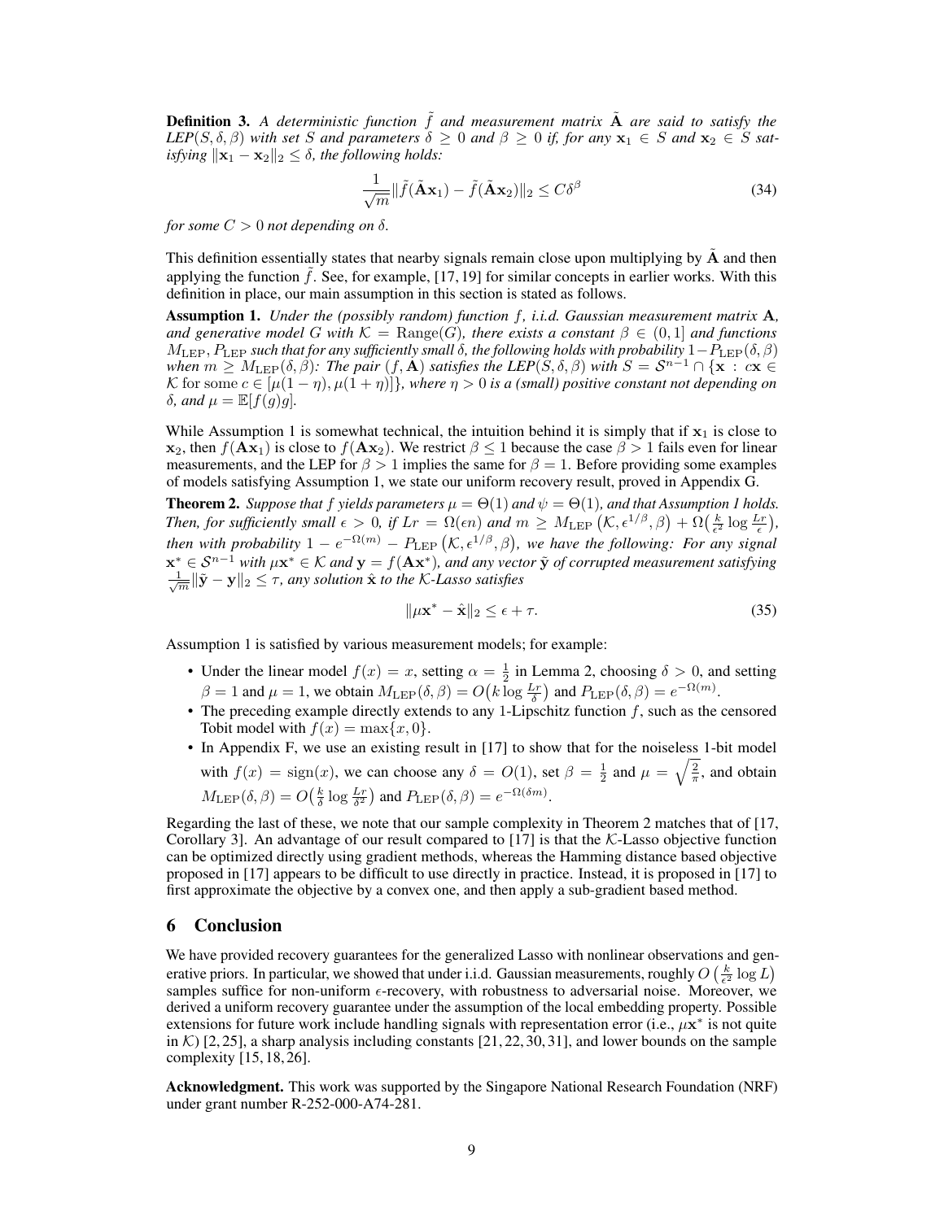**Definition 3.** *A deterministic function $\tilde{f}$ and measurement matrix $\tilde{\mathbf{A}}$ are said to satisfy the LEP$(S, \delta, \beta)$ with set $S$ and parameters $\delta \geq 0$ and $\beta \geq 0$ if, for any $\mathbf{x}_1 \in S$ and $\mathbf{x}_2 \in S$ satisfying $\|\mathbf{x}_1 - \mathbf{x}_2\|_2 \leq \delta$, the following holds:*

$$\frac{1}{\sqrt{m}}\|\tilde{f}(\tilde{\mathbf{A}}\mathbf{x}_1) - \tilde{f}(\tilde{\mathbf{A}}\mathbf{x}_2)\|_2 \leq C\delta^{\beta} \tag{34}$$

*for some $C > 0$ not depending on $\delta$.*

This definition essentially states that nearby signals remain close upon multiplying by $\tilde{\mathbf{A}}$ and then applying the function $\tilde{f}$. See, for example, [17, 19] for similar concepts in earlier works. With this definition in place, our main assumption in this section is stated as follows.

**Assumption 1.** *Under the (possibly random) function $f$, i.i.d. Gaussian measurement matrix $\mathbf{A}$, and generative model $G$ with $\mathcal{K} = \mathrm{Range}(G)$, there exists a constant $\beta \in (0, 1]$ and functions $M_{\mathrm{LEP}}, P_{\mathrm{LEP}}$ such that for any sufficiently small $\delta$, the following holds with probability $1 - P_{\mathrm{LEP}}(\delta, \beta)$ when $m \geq M_{\mathrm{LEP}}(\delta, \beta)$: The pair $(f, \mathbf{A})$ satisfies the LEP$(S, \delta, \beta)$ with $S = \mathcal{S}^{n-1} \cap \{\mathbf{x} : c\mathbf{x} \in \mathcal{K}$ for some $c \in [\mu(1-\eta), \mu(1+\eta)]\}$, where $\eta > 0$ is a (small) positive constant not depending on $\delta$, and $\mu = \mathbb{E}[f(g)g]$.*

While Assumption 1 is somewhat technical, the intuition behind it is simply that if $\mathbf{x}_1$ is close to $\mathbf{x}_2$, then $f(\mathbf{A}\mathbf{x}_1)$ is close to $f(\mathbf{A}\mathbf{x}_2)$. We restrict $\beta \leq 1$ because the case $\beta > 1$ fails even for linear measurements, and the LEP for $\beta > 1$ implies the same for $\beta = 1$. Before providing some examples of models satisfying Assumption 1, we state our uniform recovery result, proved in Appendix G.

**Theorem 2.** *Suppose that $f$ yields parameters $\mu = \Theta(1)$ and $\psi = \Theta(1)$, and that Assumption 1 holds. Then, for sufficiently small $\epsilon > 0$, if $Lr = \Omega(\epsilon n)$ and $m \geq M_{\mathrm{LEP}}\left(\mathcal{K}, \epsilon^{1/\beta}, \beta\right) + \Omega\left(\frac{k}{\epsilon^2}\log\frac{Lr}{\epsilon}\right)$, then with probability $1 - e^{-\Omega(m)} - P_{\mathrm{LEP}}\left(\mathcal{K}, \epsilon^{1/\beta}, \beta\right)$, we have the following: For any signal $\mathbf{x}^* \in \mathcal{S}^{n-1}$ with $\mu\mathbf{x}^* \in \mathcal{K}$ and $\mathbf{y} = f(\mathbf{A}\mathbf{x}^*)$, and any vector $\tilde{\mathbf{y}}$ of corrupted measurement satisfying $\frac{1}{\sqrt{m}}\|\tilde{\mathbf{y}} - \mathbf{y}\|_2 \leq \tau$, any solution $\hat{\mathbf{x}}$ to the $\mathcal{K}$-Lasso satisfies*

$$\|\mu\mathbf{x}^* - \hat{\mathbf{x}}\|_2 \leq \epsilon + \tau. \tag{35}$$

Assumption 1 is satisfied by various measurement models; for example:

- Under the linear model $f(x) = x$, setting $\alpha = \frac{1}{2}$ in Lemma 2, choosing $\delta > 0$, and setting $\beta = 1$ and $\mu = 1$, we obtain $M_{\mathrm{LEP}}(\delta, \beta) = O\left(k\log\frac{Lr}{\delta}\right)$ and $P_{\mathrm{LEP}}(\delta, \beta) = e^{-\Omega(m)}$.
- The preceding example directly extends to any 1-Lipschitz function $f$, such as the censored Tobit model with $f(x) = \max\{x, 0\}$.
- In Appendix F, we use an existing result in [17] to show that for the noiseless 1-bit model with $f(x) = \mathrm{sign}(x)$, we can choose any $\delta = O(1)$, set $\beta = \frac{1}{2}$ and $\mu = \sqrt{\frac{2}{\pi}}$, and obtain $M_{\mathrm{LEP}}(\delta, \beta) = O\left(\frac{k}{\delta}\log\frac{Lr}{\delta^2}\right)$ and $P_{\mathrm{LEP}}(\delta, \beta) = e^{-\Omega(\delta m)}$.

Regarding the last of these, we note that our sample complexity in Theorem 2 matches that of [17, Corollary 3]. An advantage of our result compared to [17] is that the $\mathcal{K}$-Lasso objective function can be optimized directly using gradient methods, whereas the Hamming distance based objective proposed in [17] appears to be difficult to use directly in practice. Instead, it is proposed in [17] to first approximate the objective by a convex one, and then apply a sub-gradient based method.

## 6 Conclusion

We have provided recovery guarantees for the generalized Lasso with nonlinear observations and generative priors. In particular, we showed that under i.i.d. Gaussian measurements, roughly $O\left(\frac{k}{\epsilon^2}\log L\right)$ samples suffice for non-uniform $\epsilon$-recovery, with robustness to adversarial noise. Moreover, we derived a uniform recovery guarantee under the assumption of the local embedding property. Possible extensions for future work include handling signals with representation error (i.e., $\mu\mathbf{x}^*$ is not quite in $\mathcal{K}$) [2, 25], a sharp analysis including constants [21, 22, 30, 31], and lower bounds on the sample complexity [15, 18, 26].

**Acknowledgment.** This work was supported by the Singapore National Research Foundation (NRF) under grant number R-252-000-A74-281.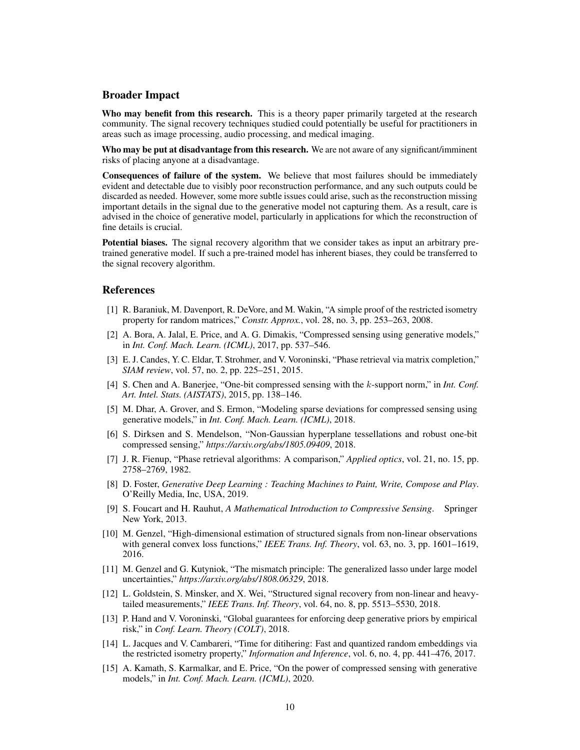## Broader Impact

**Who may benefit from this research.** This is a theory paper primarily targeted at the research community. The signal recovery techniques studied could potentially be useful for practitioners in areas such as image processing, audio processing, and medical imaging.

**Who may be put at disadvantage from this research.** We are not aware of any significant/imminent risks of placing anyone at a disadvantage.

**Consequences of failure of the system.** We believe that most failures should be immediately evident and detectable due to visibly poor reconstruction performance, and any such outputs could be discarded as needed. However, some more subtle issues could arise, such as the reconstruction missing important details in the signal due to the generative model not capturing them. As a result, care is advised in the choice of generative model, particularly in applications for which the reconstruction of fine details is crucial.

**Potential biases.** The signal recovery algorithm that we consider takes as input an arbitrary pre-trained generative model. If such a pre-trained model has inherent biases, they could be transferred to the signal recovery algorithm.

## References

[1] R. Baraniuk, M. Davenport, R. DeVore, and M. Wakin, "A simple proof of the restricted isometry property for random matrices," *Constr. Approx.*, vol. 28, no. 3, pp. 253–263, 2008.

[2] A. Bora, A. Jalal, E. Price, and A. G. Dimakis, "Compressed sensing using generative models," in *Int. Conf. Mach. Learn. (ICML)*, 2017, pp. 537–546.

[3] E. J. Candes, Y. C. Eldar, T. Strohmer, and V. Voroninski, "Phase retrieval via matrix completion," *SIAM review*, vol. 57, no. 2, pp. 225–251, 2015.

[4] S. Chen and A. Banerjee, "One-bit compressed sensing with the $k$-support norm," in *Int. Conf. Art. Intel. Stats. (AISTATS)*, 2015, pp. 138–146.

[5] M. Dhar, A. Grover, and S. Ermon, "Modeling sparse deviations for compressed sensing using generative models," in *Int. Conf. Mach. Learn. (ICML)*, 2018.

[6] S. Dirksen and S. Mendelson, "Non-Gaussian hyperplane tessellations and robust one-bit compressed sensing," *https://arxiv.org/abs/1805.09409*, 2018.

[7] J. R. Fienup, "Phase retrieval algorithms: A comparison," *Applied optics*, vol. 21, no. 15, pp. 2758–2769, 1982.

[8] D. Foster, *Generative Deep Learning : Teaching Machines to Paint, Write, Compose and Play*. O'Reilly Media, Inc, USA, 2019.

[9] S. Foucart and H. Rauhut, *A Mathematical Introduction to Compressive Sensing*. Springer New York, 2013.

[10] M. Genzel, "High-dimensional estimation of structured signals from non-linear observations with general convex loss functions," *IEEE Trans. Inf. Theory*, vol. 63, no. 3, pp. 1601–1619, 2016.

[11] M. Genzel and G. Kutyniok, "The mismatch principle: The generalized lasso under large model uncertainties," *https://arxiv.org/abs/1808.06329*, 2018.

[12] L. Goldstein, S. Minsker, and X. Wei, "Structured signal recovery from non-linear and heavy-tailed measurements," *IEEE Trans. Inf. Theory*, vol. 64, no. 8, pp. 5513–5530, 2018.

[13] P. Hand and V. Voroninski, "Global guarantees for enforcing deep generative priors by empirical risk," in *Conf. Learn. Theory (COLT)*, 2018.

[14] L. Jacques and V. Cambareri, "Time for ditihering: Fast and quantized random embeddings via the restricted isometry property," *Information and Inference*, vol. 6, no. 4, pp. 441–476, 2017.

[15] A. Kamath, S. Karmalkar, and E. Price, "On the power of compressed sensing with generative models," in *Int. Conf. Mach. Learn. (ICML)*, 2020.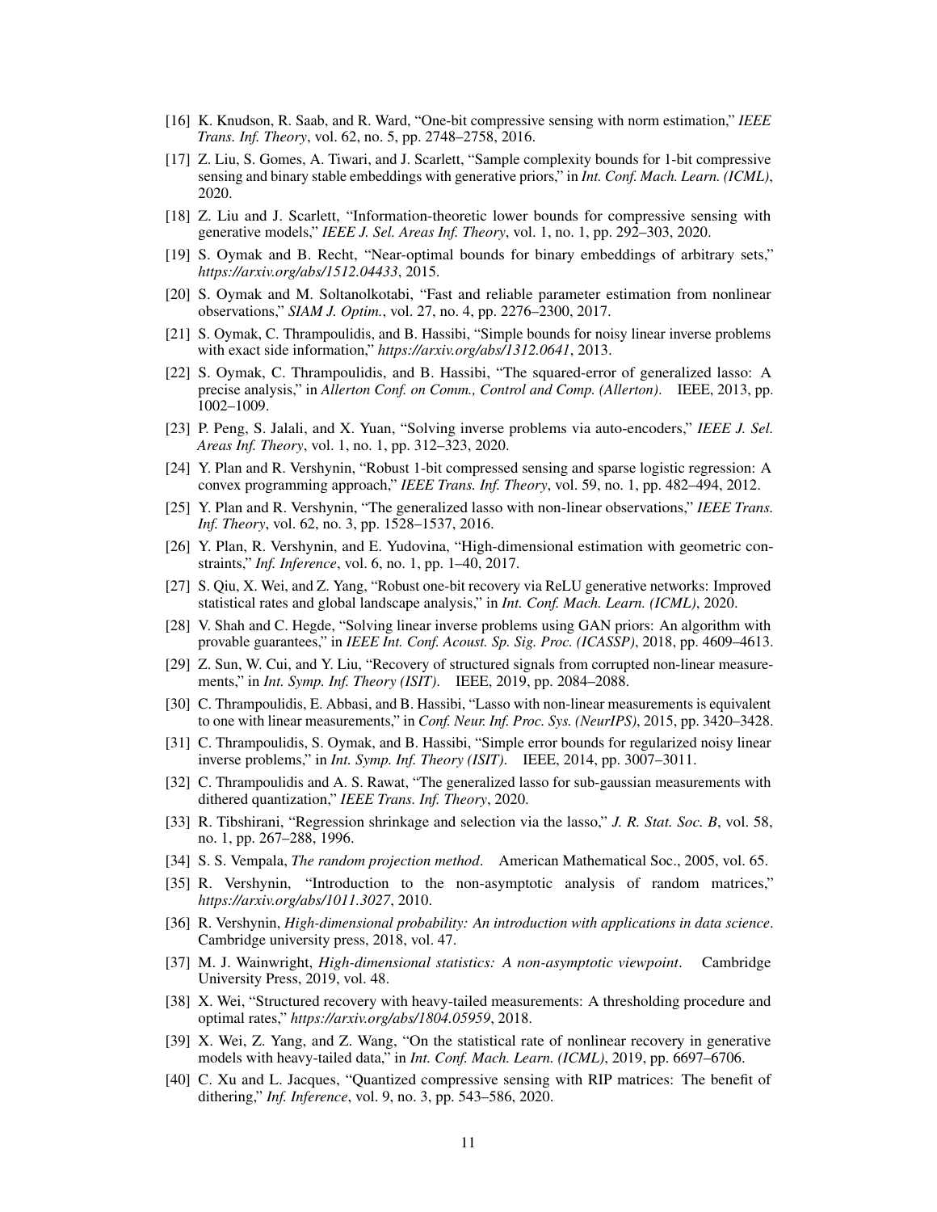[16] K. Knudson, R. Saab, and R. Ward, "One-bit compressive sensing with norm estimation," *IEEE Trans. Inf. Theory*, vol. 62, no. 5, pp. 2748–2758, 2016.

[17] Z. Liu, S. Gomes, A. Tiwari, and J. Scarlett, "Sample complexity bounds for 1-bit compressive sensing and binary stable embeddings with generative priors," in *Int. Conf. Mach. Learn. (ICML)*, 2020.

[18] Z. Liu and J. Scarlett, "Information-theoretic lower bounds for compressive sensing with generative models," *IEEE J. Sel. Areas Inf. Theory*, vol. 1, no. 1, pp. 292–303, 2020.

[19] S. Oymak and B. Recht, "Near-optimal bounds for binary embeddings of arbitrary sets," *https://arxiv.org/abs/1512.04433*, 2015.

[20] S. Oymak and M. Soltanolkotabi, "Fast and reliable parameter estimation from nonlinear observations," *SIAM J. Optim.*, vol. 27, no. 4, pp. 2276–2300, 2017.

[21] S. Oymak, C. Thrampoulidis, and B. Hassibi, "Simple bounds for noisy linear inverse problems with exact side information," *https://arxiv.org/abs/1312.0641*, 2013.

[22] S. Oymak, C. Thrampoulidis, and B. Hassibi, "The squared-error of generalized lasso: A precise analysis," in *Allerton Conf. on Comm., Control and Comp. (Allerton)*. IEEE, 2013, pp. 1002–1009.

[23] P. Peng, S. Jalali, and X. Yuan, "Solving inverse problems via auto-encoders," *IEEE J. Sel. Areas Inf. Theory*, vol. 1, no. 1, pp. 312–323, 2020.

[24] Y. Plan and R. Vershynin, "Robust 1-bit compressed sensing and sparse logistic regression: A convex programming approach," *IEEE Trans. Inf. Theory*, vol. 59, no. 1, pp. 482–494, 2012.

[25] Y. Plan and R. Vershynin, "The generalized lasso with non-linear observations," *IEEE Trans. Inf. Theory*, vol. 62, no. 3, pp. 1528–1537, 2016.

[26] Y. Plan, R. Vershynin, and E. Yudovina, "High-dimensional estimation with geometric constraints," *Inf. Inference*, vol. 6, no. 1, pp. 1–40, 2017.

[27] S. Qiu, X. Wei, and Z. Yang, "Robust one-bit recovery via ReLU generative networks: Improved statistical rates and global landscape analysis," in *Int. Conf. Mach. Learn. (ICML)*, 2020.

[28] V. Shah and C. Hegde, "Solving linear inverse problems using GAN priors: An algorithm with provable guarantees," in *IEEE Int. Conf. Acoust. Sp. Sig. Proc. (ICASSP)*, 2018, pp. 4609–4613.

[29] Z. Sun, W. Cui, and Y. Liu, "Recovery of structured signals from corrupted non-linear measurements," in *Int. Symp. Inf. Theory (ISIT)*. IEEE, 2019, pp. 2084–2088.

[30] C. Thrampoulidis, E. Abbasi, and B. Hassibi, "Lasso with non-linear measurements is equivalent to one with linear measurements," in *Conf. Neur. Inf. Proc. Sys. (NeurIPS)*, 2015, pp. 3420–3428.

[31] C. Thrampoulidis, S. Oymak, and B. Hassibi, "Simple error bounds for regularized noisy linear inverse problems," in *Int. Symp. Inf. Theory (ISIT)*. IEEE, 2014, pp. 3007–3011.

[32] C. Thrampoulidis and A. S. Rawat, "The generalized lasso for sub-gaussian measurements with dithered quantization," *IEEE Trans. Inf. Theory*, 2020.

[33] R. Tibshirani, "Regression shrinkage and selection via the lasso," *J. R. Stat. Soc. B*, vol. 58, no. 1, pp. 267–288, 1996.

[34] S. S. Vempala, *The random projection method*. American Mathematical Soc., 2005, vol. 65.

[35] R. Vershynin, "Introduction to the non-asymptotic analysis of random matrices," *https://arxiv.org/abs/1011.3027*, 2010.

[36] R. Vershynin, *High-dimensional probability: An introduction with applications in data science*. Cambridge university press, 2018, vol. 47.

[37] M. J. Wainwright, *High-dimensional statistics: A non-asymptotic viewpoint*. Cambridge University Press, 2019, vol. 48.

[38] X. Wei, "Structured recovery with heavy-tailed measurements: A thresholding procedure and optimal rates," *https://arxiv.org/abs/1804.05959*, 2018.

[39] X. Wei, Z. Yang, and Z. Wang, "On the statistical rate of nonlinear recovery in generative models with heavy-tailed data," in *Int. Conf. Mach. Learn. (ICML)*, 2019, pp. 6697–6706.

[40] C. Xu and L. Jacques, "Quantized compressive sensing with RIP matrices: The benefit of dithering," *Inf. Inference*, vol. 9, no. 3, pp. 543–586, 2020.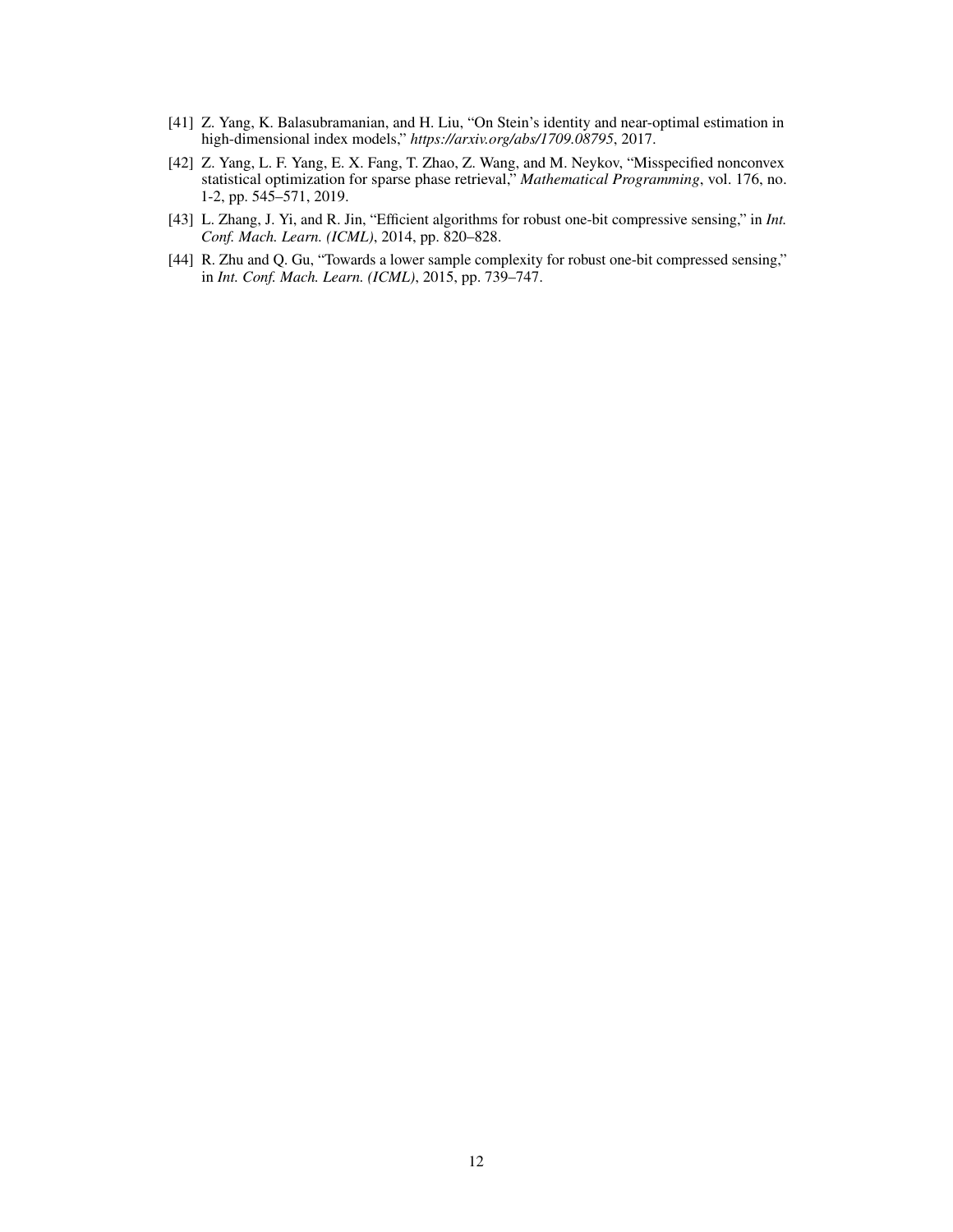[41] Z. Yang, K. Balasubramanian, and H. Liu, "On Stein's identity and near-optimal estimation in high-dimensional index models," *https://arxiv.org/abs/1709.08795*, 2017.

[42] Z. Yang, L. F. Yang, E. X. Fang, T. Zhao, Z. Wang, and M. Neykov, "Misspecified nonconvex statistical optimization for sparse phase retrieval," *Mathematical Programming*, vol. 176, no. 1-2, pp. 545–571, 2019.

[43] L. Zhang, J. Yi, and R. Jin, "Efficient algorithms for robust one-bit compressive sensing," in *Int. Conf. Mach. Learn. (ICML)*, 2014, pp. 820–828.

[44] R. Zhu and Q. Gu, "Towards a lower sample complexity for robust one-bit compressed sensing," in *Int. Conf. Mach. Learn. (ICML)*, 2015, pp. 739–747.